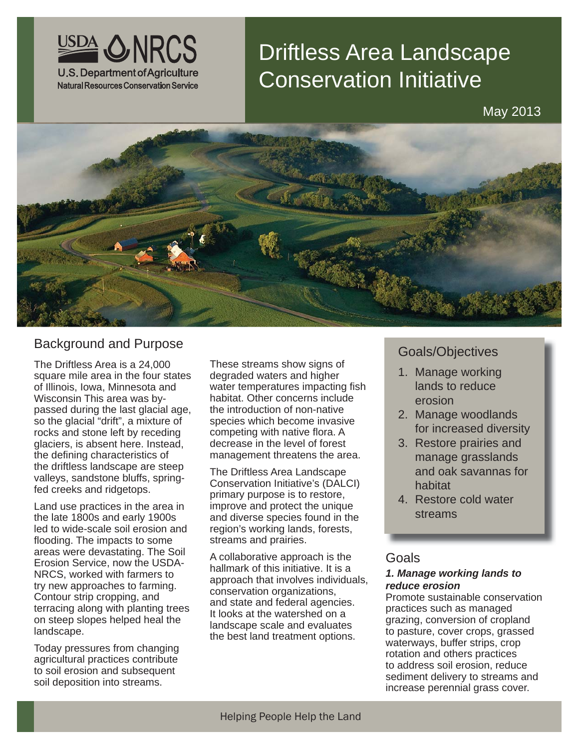USDA NRCS
U.S. Department of Agriculture
Natural Resources Conservation Service

# Driftless Area Landscape Conservation Initiative

May 2013

## Background and Purpose

The Driftless Area is a 24,000 square mile area in the four states of Illinois, Iowa, Minnesota and Wisconsin This area was by-passed during the last glacial age, so the glacial "drift", a mixture of rocks and stone left by receding glaciers, is absent here. Instead, the defining characteristics of the driftless landscape are steep valleys, sandstone bluffs, spring-fed creeks and ridgetops.

Land use practices in the area in the late 1800s and early 1900s led to wide-scale soil erosion and flooding. The impacts to some areas were devastating. The Soil Erosion Service, now the USDA-NRCS, worked with farmers to try new approaches to farming. Contour strip cropping, and terracing along with planting trees on steep slopes helped heal the landscape.

Today pressures from changing agricultural practices contribute to soil erosion and subsequent soil deposition into streams. These streams show signs of degraded waters and higher water temperatures impacting fish habitat. Other concerns include the introduction of non-native species which become invasive competing with native flora. A decrease in the level of forest management threatens the area.

The Driftless Area Landscape Conservation Initiative's (DALCI) primary purpose is to restore, improve and protect the unique and diverse species found in the region's working lands, forests, streams and prairies.

A collaborative approach is the hallmark of this initiative. It is a approach that involves individuals, conservation organizations, and state and federal agencies. It looks at the watershed on a landscape scale and evaluates the best land treatment options.

## Goals/Objectives

1. Manage working lands to reduce erosion
2. Manage woodlands for increased diversity
3. Restore prairies and manage grasslands and oak savannas for habitat
4. Restore cold water streams

## Goals

***1. Manage working lands to reduce erosion***

Promote sustainable conservation practices such as managed grazing, conversion of cropland to pasture, cover crops, grassed waterways, buffer strips, crop rotation and others practices to address soil erosion, reduce sediment delivery to streams and increase perennial grass cover.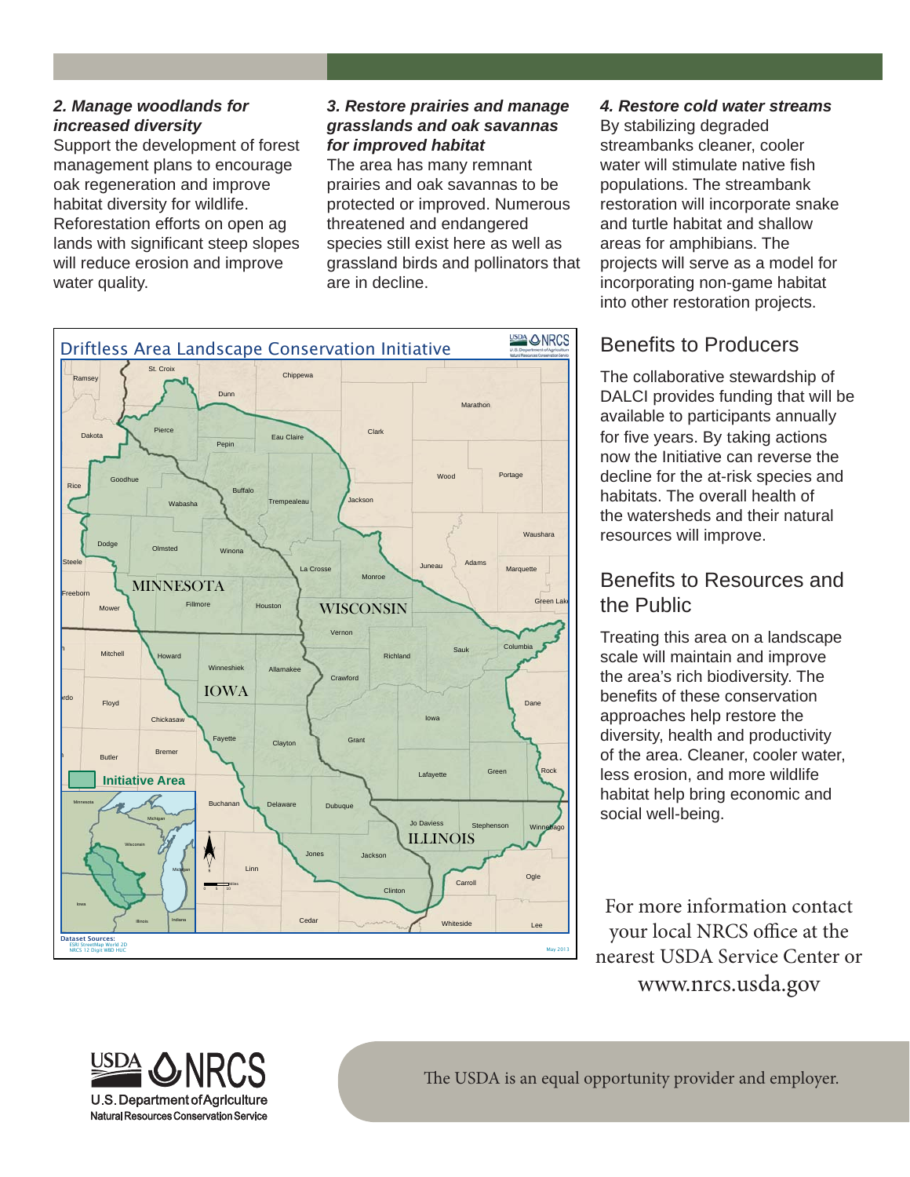### *2. Manage woodlands for increased diversity*

Support the development of forest management plans to encourage oak regeneration and improve habitat diversity for wildlife. Reforestation efforts on open ag lands with significant steep slopes will reduce erosion and improve water quality.

### *3. Restore prairies and manage grasslands and oak savannas for improved habitat*

The area has many remnant prairies and oak savannas to be protected or improved. Numerous threatened and endangered species still exist here as well as grassland birds and pollinators that are in decline.

### *4. Restore cold water streams*

By stabilizing degraded streambanks cleaner, cooler water will stimulate native fish populations. The streambank restoration will incorporate snake and turtle habitat and shallow areas for amphibians. The projects will serve as a model for incorporating non-game habitat into other restoration projects.

Driftless Area Landscape Conservation Initiative

Initiative Area

Dataset Sources:
ESRI StreetMap World 2D
NRCS 12 Digit WBD HUC

May 2013

## Benefits to Producers

The collaborative stewardship of DALCI provides funding that will be available to participants annually for five years. By taking actions now the Initiative can reverse the decline for the at-risk species and habitats. The overall health of the watersheds and their natural resources will improve.

## Benefits to Resources and the Public

Treating this area on a landscape scale will maintain and improve the area's rich biodiversity. The benefits of these conservation approaches help restore the diversity, health and productivity of the area. Cleaner, cooler water, less erosion, and more wildlife habitat help bring economic and social well-being.

For more information contact your local NRCS office at the nearest USDA Service Center or www.nrcs.usda.gov

USDA NRCS
U.S. Department of Agriculture
Natural Resources Conservation Service

The USDA is an equal opportunity provider and employer.